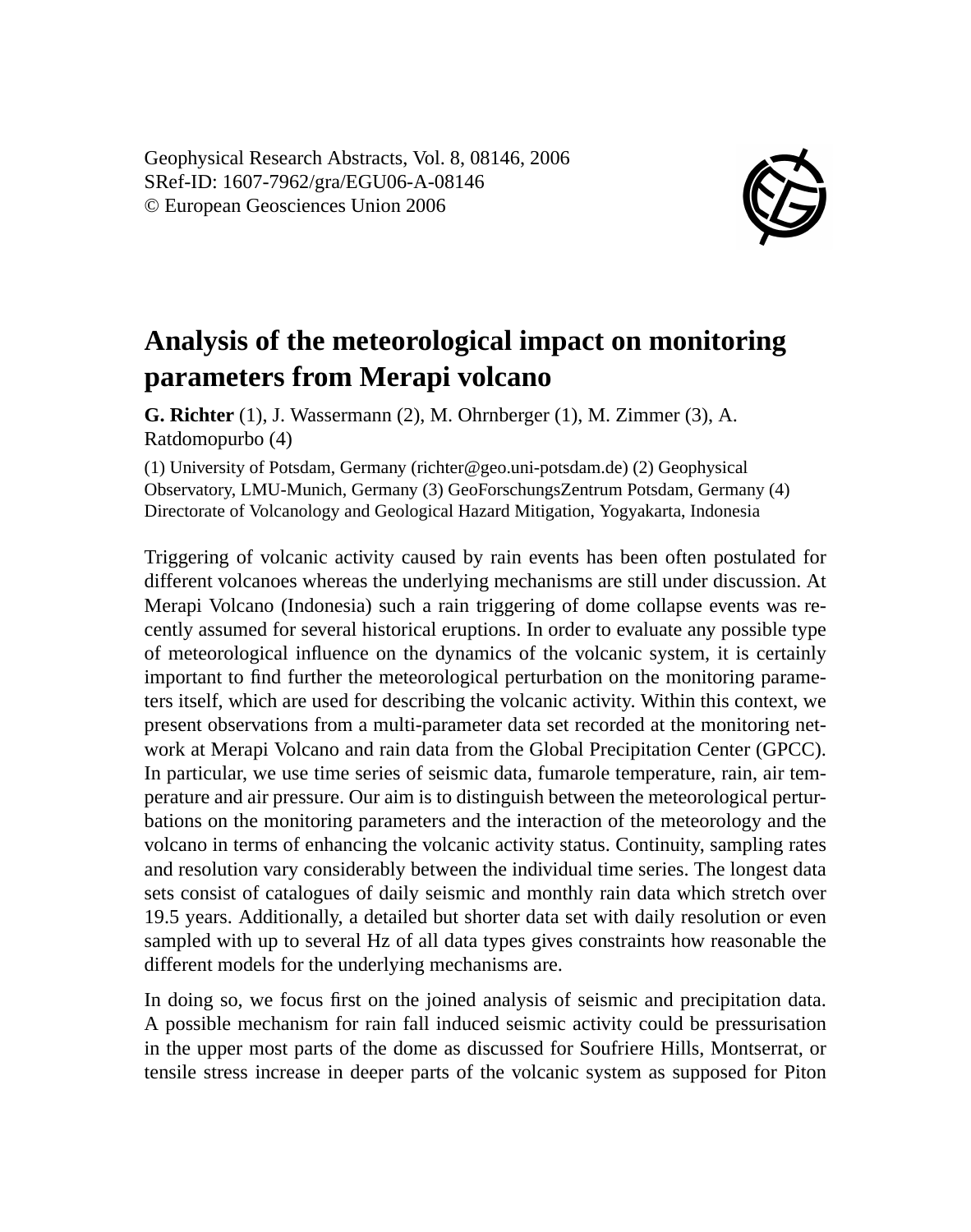Geophysical Research Abstracts, Vol. 8, 08146, 2006
SRef-ID: 1607-7962/gra/EGU06-A-08146
© European Geosciences Union 2006

# Analysis of the meteorological impact on monitoring parameters from Merapi volcano

**G. Richter** (1), J. Wassermann (2), M. Ohrnberger (1), M. Zimmer (3), A. Ratdomopurbo (4)

(1) University of Potsdam, Germany (richter@geo.uni-potsdam.de) (2) Geophysical Observatory, LMU-Munich, Germany (3) GeoForschungsZentrum Potsdam, Germany (4) Directorate of Volcanology and Geological Hazard Mitigation, Yogyakarta, Indonesia

Triggering of volcanic activity caused by rain events has been often postulated for different volcanoes whereas the underlying mechanisms are still under discussion. At Merapi Volcano (Indonesia) such a rain triggering of dome collapse events was recently assumed for several historical eruptions. In order to evaluate any possible type of meteorological influence on the dynamics of the volcanic system, it is certainly important to find further the meteorological perturbation on the monitoring parameters itself, which are used for describing the volcanic activity. Within this context, we present observations from a multi-parameter data set recorded at the monitoring network at Merapi Volcano and rain data from the Global Precipitation Center (GPCC). In particular, we use time series of seismic data, fumarole temperature, rain, air temperature and air pressure. Our aim is to distinguish between the meteorological perturbations on the monitoring parameters and the interaction of the meteorology and the volcano in terms of enhancing the volcanic activity status. Continuity, sampling rates and resolution vary considerably between the individual time series. The longest data sets consist of catalogues of daily seismic and monthly rain data which stretch over 19.5 years. Additionally, a detailed but shorter data set with daily resolution or even sampled with up to several Hz of all data types gives constraints how reasonable the different models for the underlying mechanisms are.

In doing so, we focus first on the joined analysis of seismic and precipitation data. A possible mechanism for rain fall induced seismic activity could be pressurisation in the upper most parts of the dome as discussed for Soufriere Hills, Montserrat, or tensile stress increase in deeper parts of the volcanic system as supposed for Piton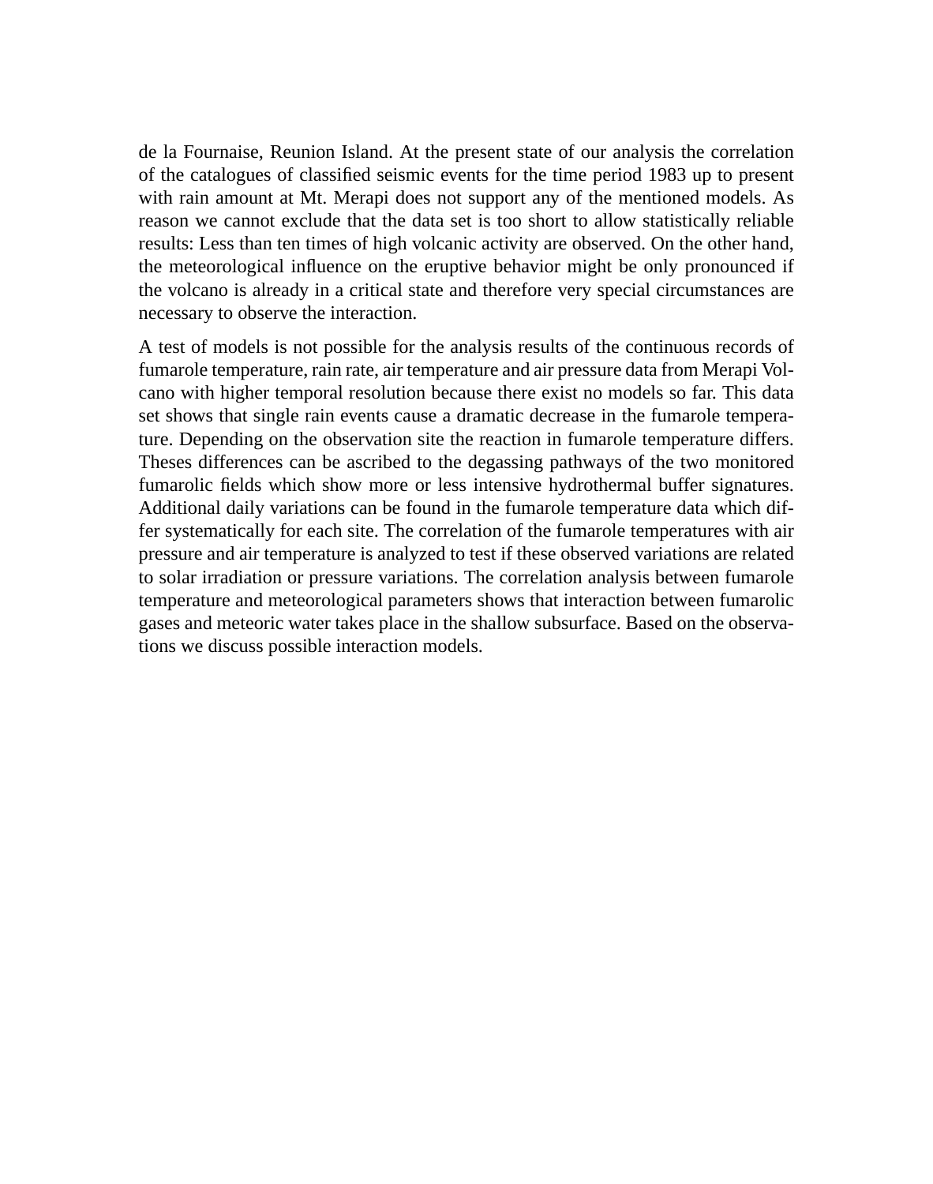de la Fournaise, Reunion Island. At the present state of our analysis the correlation of the catalogues of classified seismic events for the time period 1983 up to present with rain amount at Mt. Merapi does not support any of the mentioned models. As reason we cannot exclude that the data set is too short to allow statistically reliable results: Less than ten times of high volcanic activity are observed. On the other hand, the meteorological influence on the eruptive behavior might be only pronounced if the volcano is already in a critical state and therefore very special circumstances are necessary to observe the interaction.

A test of models is not possible for the analysis results of the continuous records of fumarole temperature, rain rate, air temperature and air pressure data from Merapi Volcano with higher temporal resolution because there exist no models so far. This data set shows that single rain events cause a dramatic decrease in the fumarole temperature. Depending on the observation site the reaction in fumarole temperature differs. Theses differences can be ascribed to the degassing pathways of the two monitored fumarolic fields which show more or less intensive hydrothermal buffer signatures. Additional daily variations can be found in the fumarole temperature data which differ systematically for each site. The correlation of the fumarole temperatures with air pressure and air temperature is analyzed to test if these observed variations are related to solar irradiation or pressure variations. The correlation analysis between fumarole temperature and meteorological parameters shows that interaction between fumarolic gases and meteoric water takes place in the shallow subsurface. Based on the observations we discuss possible interaction models.